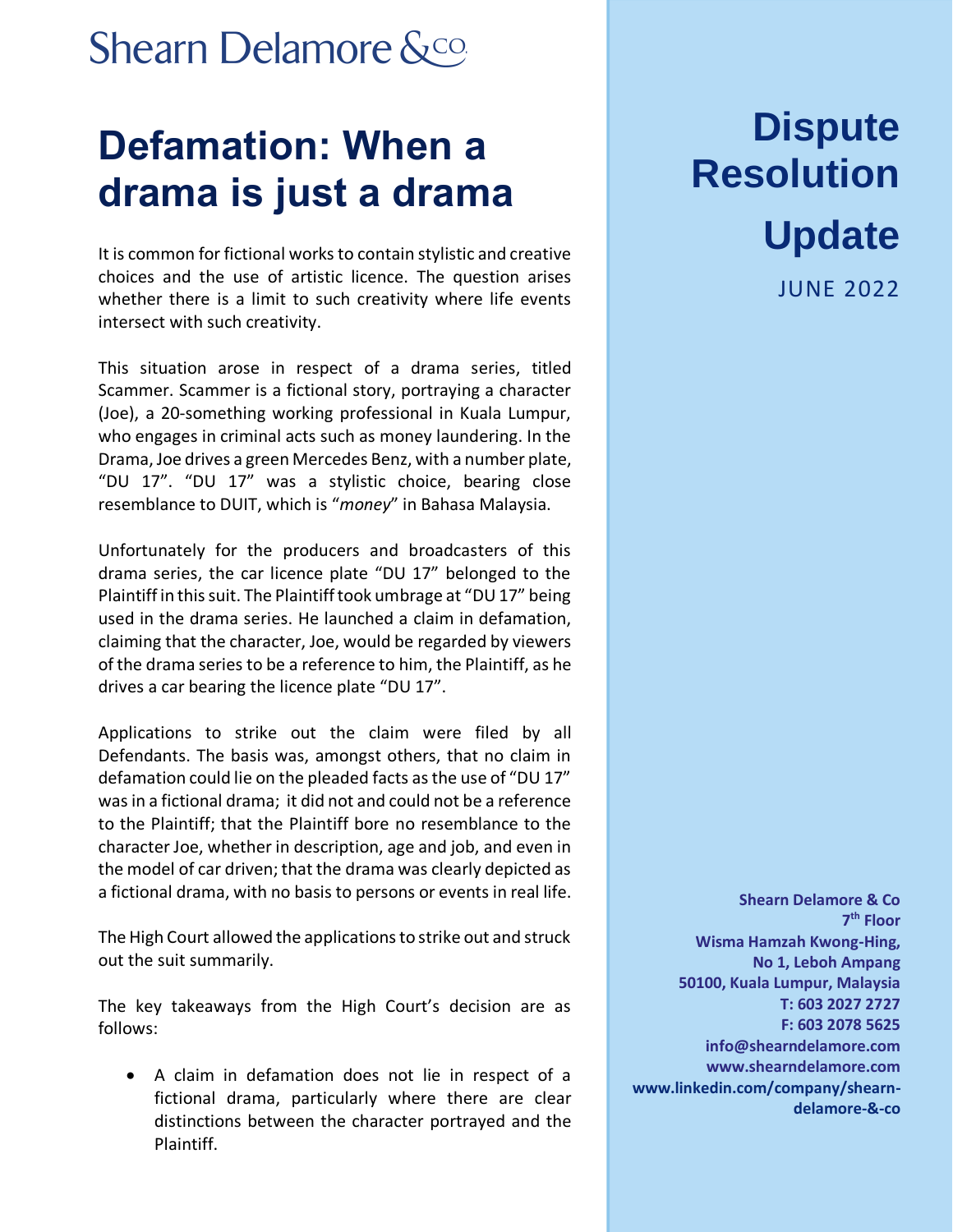Shearn Delamore &co.

# Defamation: When a drama is just a drama

# Dispute Resolution Update

JUNE 2022

It is common for fictional works to contain stylistic and creative choices and the use of artistic licence. The question arises whether there is a limit to such creativity where life events intersect with such creativity.

This situation arose in respect of a drama series, titled Scammer. Scammer is a fictional story, portraying a character (Joe), a 20-something working professional in Kuala Lumpur, who engages in criminal acts such as money laundering. In the Drama, Joe drives a green Mercedes Benz, with a number plate, "DU 17". "DU 17" was a stylistic choice, bearing close resemblance to DUIT, which is "*money*" in Bahasa Malaysia.

Unfortunately for the producers and broadcasters of this drama series, the car licence plate "DU 17" belonged to the Plaintiff in this suit. The Plaintiff took umbrage at "DU 17" being used in the drama series. He launched a claim in defamation, claiming that the character, Joe, would be regarded by viewers of the drama series to be a reference to him, the Plaintiff, as he drives a car bearing the licence plate "DU 17".

Applications to strike out the claim were filed by all Defendants. The basis was, amongst others, that no claim in defamation could lie on the pleaded facts as the use of "DU 17" was in a fictional drama; it did not and could not be a reference to the Plaintiff; that the Plaintiff bore no resemblance to the character Joe, whether in description, age and job, and even in the model of car driven; that the drama was clearly depicted as a fictional drama, with no basis to persons or events in real life.

The High Court allowed the applications to strike out and struck out the suit summarily.

The key takeaways from the High Court's decision are as follows:

- A claim in defamation does not lie in respect of a fictional drama, particularly where there are clear distinctions between the character portrayed and the Plaintiff.

**Shearn Delamore & Co**
**7th Floor**
**Wisma Hamzah Kwong-Hing,**
**No 1, Leboh Ampang**
**50100, Kuala Lumpur, Malaysia**
**T: 603 2027 2727**
**F: 603 2078 5625**
**info@shearndelamore.com**
**www.shearndelamore.com**
**www.linkedin.com/company/shearn-delamore-&-co**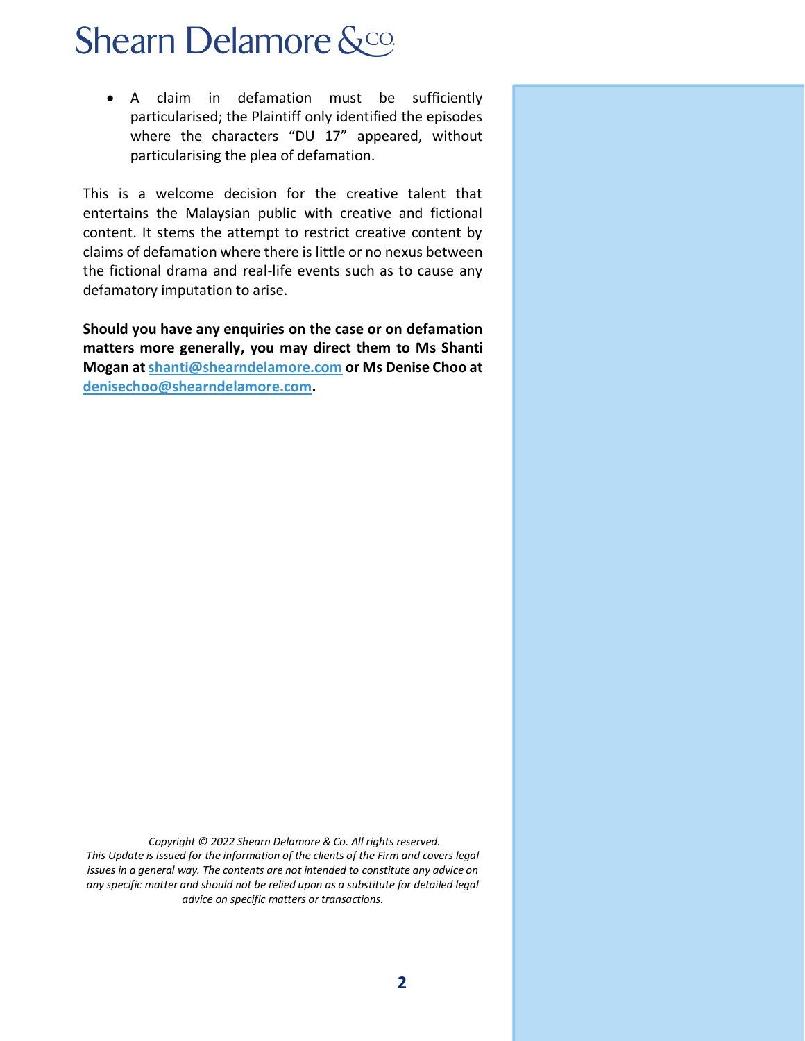- A claim in defamation must be sufficiently particularised; the Plaintiff only identified the episodes where the characters "DU 17" appeared, without particularising the plea of defamation.

This is a welcome decision for the creative talent that entertains the Malaysian public with creative and fictional content. It stems the attempt to restrict creative content by claims of defamation where there is little or no nexus between the fictional drama and real-life events such as to cause any defamatory imputation to arise.

**Should you have any enquiries on the case or on defamation matters more generally, you may direct them to Ms Shanti Mogan at [shanti@shearndelamore.com](mailto:shanti@shearndelamore.com) or Ms Denise Choo at [denisechoo@shearndelamore.com](mailto:denisechoo@shearndelamore.com).**

*Copyright © 2022 Shearn Delamore & Co. All rights reserved.*
*This Update is issued for the information of the clients of the Firm and covers legal issues in a general way. The contents are not intended to constitute any advice on any specific matter and should not be relied upon as a substitute for detailed legal advice on specific matters or transactions.*